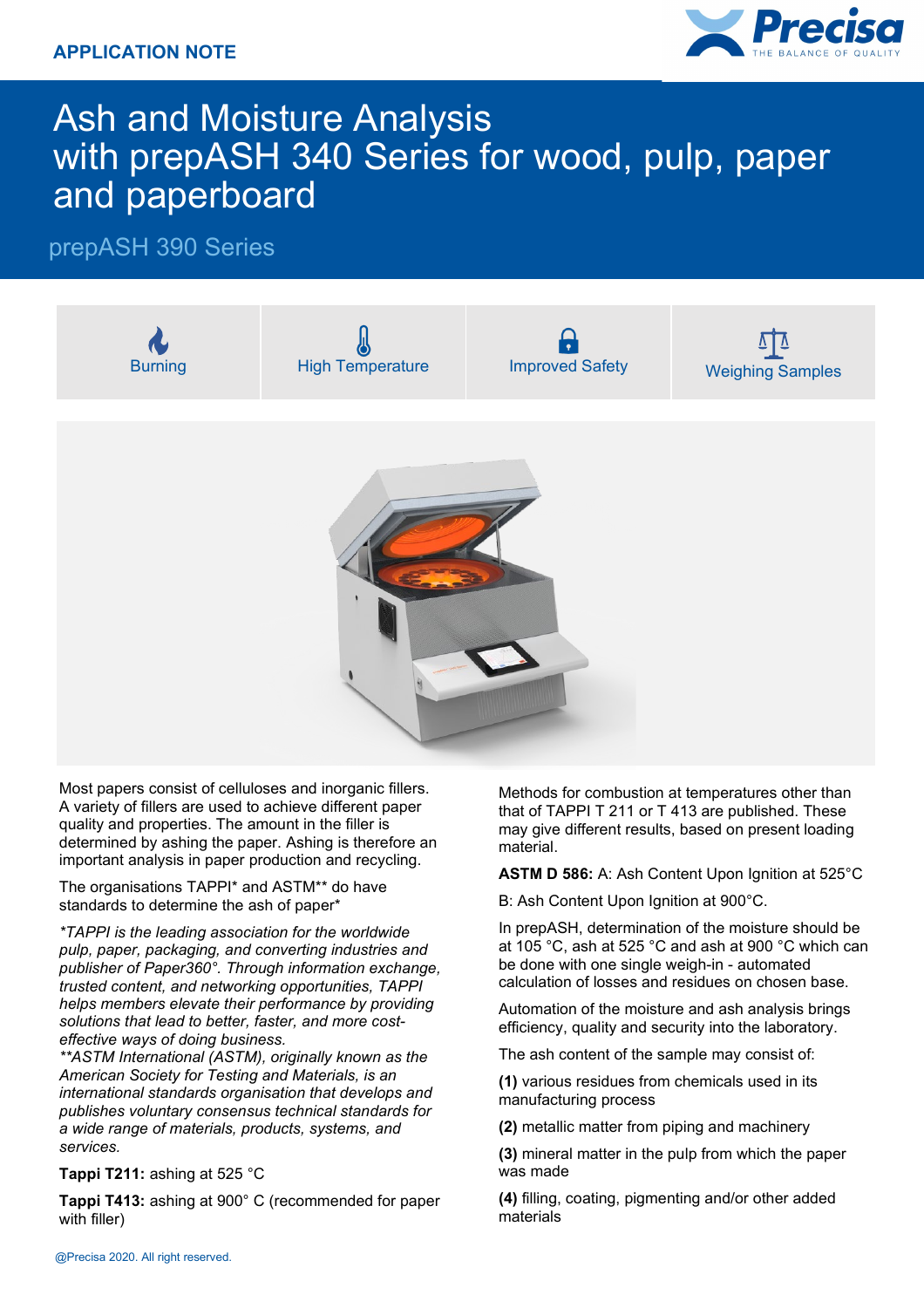APPLICATION NOTE

# Ash and Moisture Analysis with prepASH 340 Series for wood, pulp, paper and paperboard

## prepASH 390 Series

| Burning | High Temperature | Improved Safety | Weighing Samples |
|---|---|---|---|

Most papers consist of celluloses and inorganic fillers. A variety of fillers are used to achieve different paper quality and properties. The amount in the filler is determined by ashing the paper. Ashing is therefore an important analysis in paper production and recycling.

The organisations TAPPI* and ASTM** do have standards to determine the ash of paper*

*\*TAPPI is the leading association for the worldwide pulp, paper, packaging, and converting industries and publisher of Paper360°. Through information exchange, trusted content, and networking opportunities, TAPPI helps members elevate their performance by providing solutions that lead to better, faster, and more cost-effective ways of doing business.*
*\*\*ASTM International (ASTM), originally known as the American Society for Testing and Materials, is an international standards organisation that develops and publishes voluntary consensus technical standards for a wide range of materials, products, systems, and services.*

**Tappi T211:** ashing at 525 °C

**Tappi T413:** ashing at 900° C (recommended for paper with filler)

Methods for combustion at temperatures other than that of TAPPI T 211 or T 413 are published. These may give different results, based on present loading material.

**ASTM D 586:** A: Ash Content Upon Ignition at 525°C

B: Ash Content Upon Ignition at 900°C.

In prepASH, determination of the moisture should be at 105 °C, ash at 525 °C and ash at 900 °C which can be done with one single weigh-in - automated calculation of losses and residues on chosen base.

Automation of the moisture and ash analysis brings efficiency, quality and security into the laboratory.

The ash content of the sample may consist of:

**(1)** various residues from chemicals used in its manufacturing process

**(2)** metallic matter from piping and machinery

**(3)** mineral matter in the pulp from which the paper was made

**(4)** filling, coating, pigmenting and/or other added materials

@Precisa 2020. All right reserved.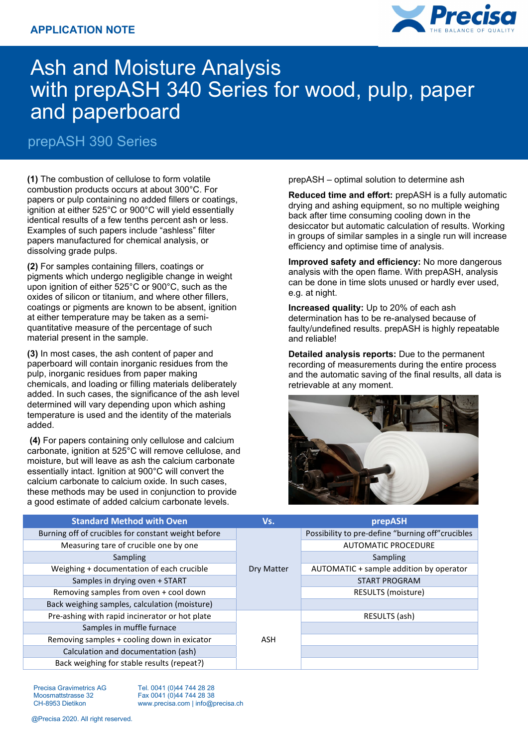APPLICATION NOTE

# Ash and Moisture Analysis with prepASH 340 Series for wood, pulp, paper and paperboard

## prepASH 390 Series

**(1)** The combustion of cellulose to form volatile combustion products occurs at about 300°C. For papers or pulp containing no added fillers or coatings, ignition at either 525°C or 900°C will yield essentially identical results of a few tenths percent ash or less. Examples of such papers include “ashless” filter papers manufactured for chemical analysis, or dissolving grade pulps.

**(2)** For samples containing fillers, coatings or pigments which undergo negligible change in weight upon ignition of either 525°C or 900°C, such as the oxides of silicon or titanium, and where other fillers, coatings or pigments are known to be absent, ignition at either temperature may be taken as a semi-quantitative measure of the percentage of such material present in the sample.

**(3)** In most cases, the ash content of paper and paperboard will contain inorganic residues from the pulp, inorganic residues from paper making chemicals, and loading or filling materials deliberately added. In such cases, the significance of the ash level determined will vary depending upon which ashing temperature is used and the identity of the materials added.

**(4)** For papers containing only cellulose and calcium carbonate, ignition at 525°C will remove cellulose, and moisture, but will leave as ash the calcium carbonate essentially intact. Ignition at 900°C will convert the calcium carbonate to calcium oxide. In such cases, these methods may be used in conjunction to provide a good estimate of added calcium carbonate levels.

prepASH – optimal solution to determine ash

**Reduced time and effort:** prepASH is a fully automatic drying and ashing equipment, so no multiple weighing back after time consuming cooling down in the desiccator but automatic calculation of results. Working in groups of similar samples in a single run will increase efficiency and optimise time of analysis.

**Improved safety and efficiency:** No more dangerous analysis with the open flame. With prepASH, analysis can be done in time slots unused or hardly ever used, e.g. at night.

**Increased quality:** Up to 20% of each ash determination has to be re-analysed because of faulty/undefined results. prepASH is highly repeatable and reliable!

**Detailed analysis reports:** Due to the permanent recording of measurements during the entire process and the automatic saving of the final results, all data is retrievable at any moment.

| Standard Method with Oven | Vs. | prepASH |
|---|---|---|
| Burning off of crucibles for constant weight before | Dry Matter | Possibility to pre-define “burning off”crucibles |
| Measuring tare of crucible one by one | | AUTOMATIC PROCEDURE |
| Sampling | | Sampling |
| Weighing + documentation of each crucible | | AUTOMATIC + sample addition by operator |
| Samples in drying oven + START | | START PROGRAM |
| Removing samples from oven + cool down | | RESULTS (moisture) |
| Back weighing samples, calculation (moisture) | | |
| Pre-ashing with rapid incinerator or hot plate | ASH | RESULTS (ash) |
| Samples in muffle furnace | | |
| Removing samples + cooling down in exicator | | |
| Calculation and documentation (ash) | | |
| Back weighing for stable results (repeat?) | | |

Precisa Gravimetrics AG
Moosmattstrasse 32
CH-8953 Dietikon

Tel. 0041 (0)44 744 28 28
Fax 0041 (0)44 744 28 38
www.precisa.com | info@precisa.ch

@Precisa 2020. All right reserved.